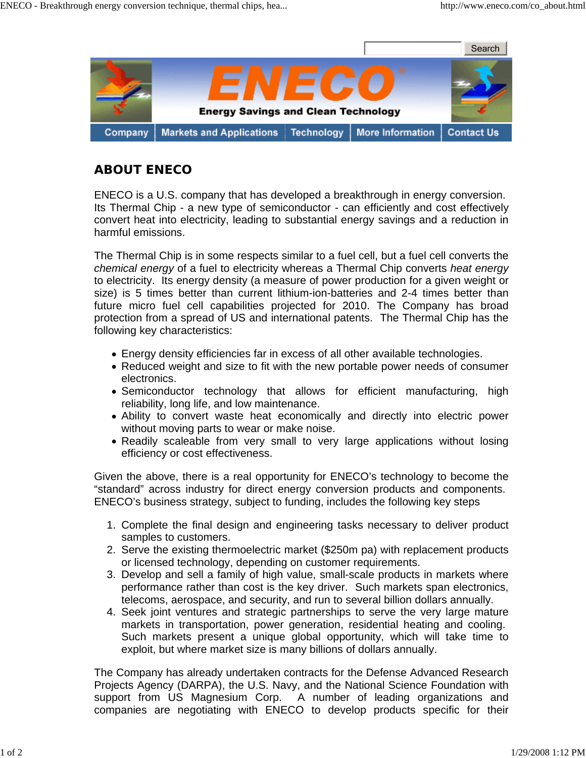Search

# ENECO

**Energy Savings and Clean Technology**

Company | Markets and Applications | Technology | More Information | Contact Us

## ABOUT ENECO

ENECO is a U.S. company that has developed a breakthrough in energy conversion. Its Thermal Chip - a new type of semiconductor - can efficiently and cost effectively convert heat into electricity, leading to substantial energy savings and a reduction in harmful emissions.

The Thermal Chip is in some respects similar to a fuel cell, but a fuel cell converts the *chemical energy* of a fuel to electricity whereas a Thermal Chip converts *heat energy* to electricity. Its energy density (a measure of power production for a given weight or size) is 5 times better than current lithium-ion-batteries and 2-4 times better than future micro fuel cell capabilities projected for 2010. The Company has broad protection from a spread of US and international patents. The Thermal Chip has the following key characteristics:

- Energy density efficiencies far in excess of all other available technologies.
- Reduced weight and size to fit with the new portable power needs of consumer electronics.
- Semiconductor technology that allows for efficient manufacturing, high reliability, long life, and low maintenance.
- Ability to convert waste heat economically and directly into electric power without moving parts to wear or make noise.
- Readily scaleable from very small to very large applications without losing efficiency or cost effectiveness.

Given the above, there is a real opportunity for ENECO's technology to become the "standard" across industry for direct energy conversion products and components. ENECO's business strategy, subject to funding, includes the following key steps

1. Complete the final design and engineering tasks necessary to deliver product samples to customers.
2. Serve the existing thermoelectric market ($250m pa) with replacement products or licensed technology, depending on customer requirements.
3. Develop and sell a family of high value, small-scale products in markets where performance rather than cost is the key driver. Such markets span electronics, telecoms, aerospace, and security, and run to several billion dollars annually.
4. Seek joint ventures and strategic partnerships to serve the very large mature markets in transportation, power generation, residential heating and cooling. Such markets present a unique global opportunity, which will take time to exploit, but where market size is many billions of dollars annually.

The Company has already undertaken contracts for the Defense Advanced Research Projects Agency (DARPA), the U.S. Navy, and the National Science Foundation with support from US Magnesium Corp. A number of leading organizations and companies are negotiating with ENECO to develop products specific for their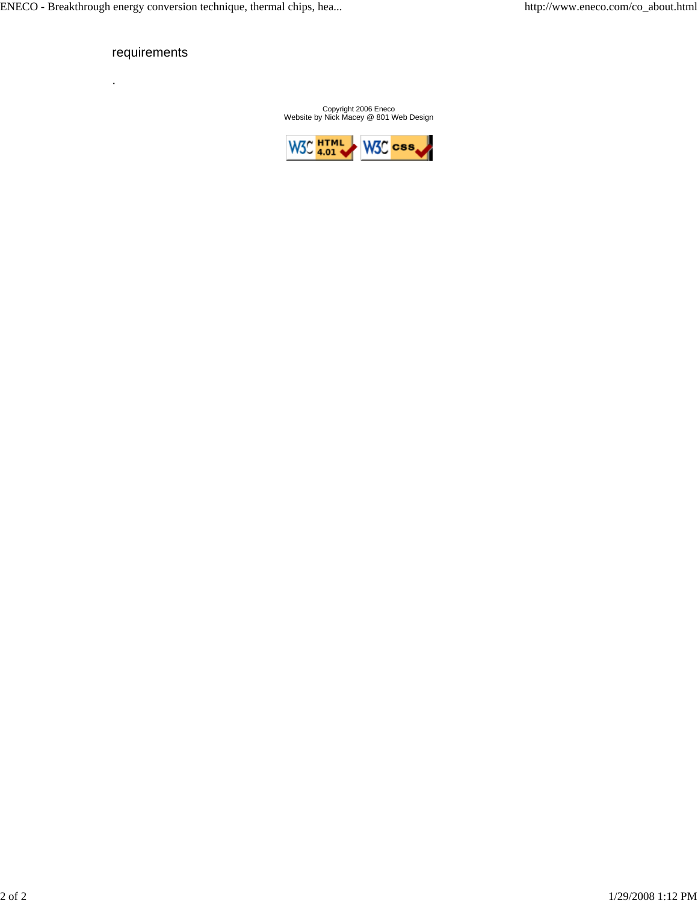requirements

.

Copyright 2006 Eneco
Website by Nick Macey @ 801 Web Design